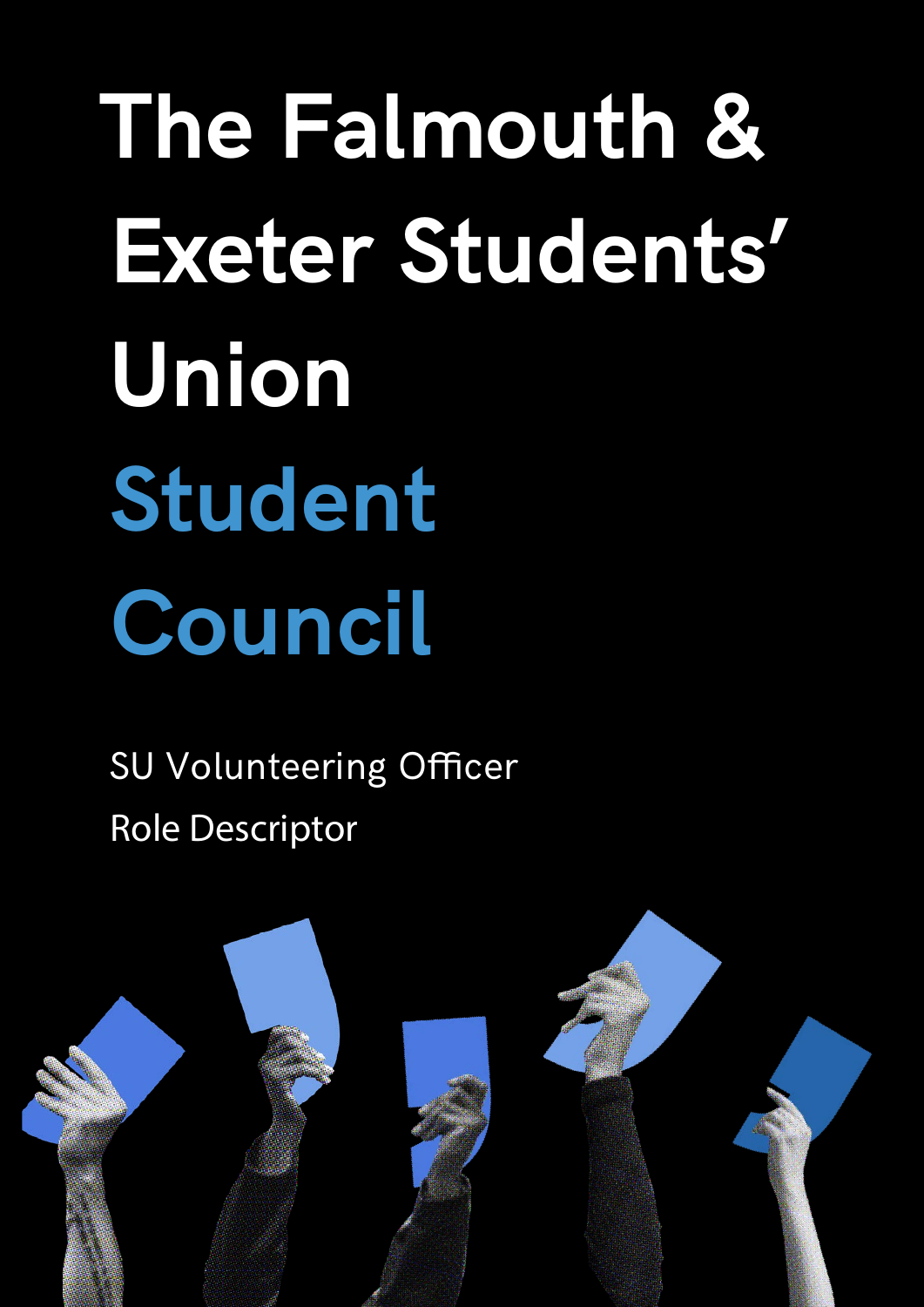# The Falmouth & Exeter Students' Union

# Student Council

SU Volunteering Officer

Role Descriptor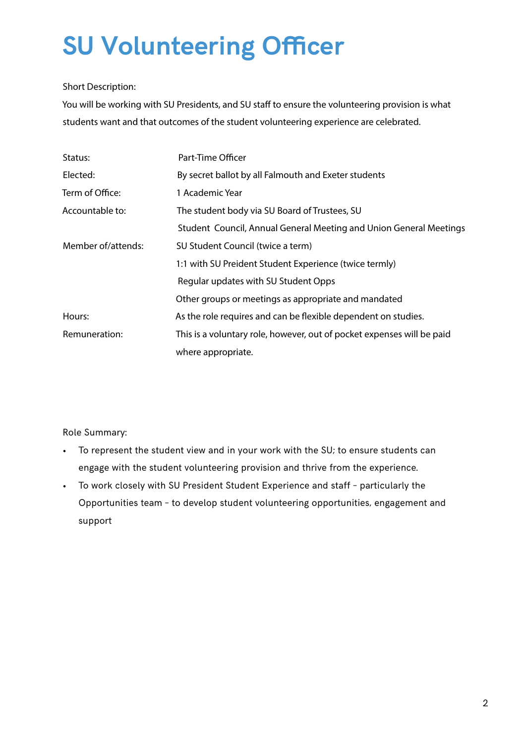# SU Volunteering Officer

Short Description:

You will be working with SU Presidents, and SU staff to ensure the volunteering provision is what students want and that outcomes of the student volunteering experience are celebrated.

| | |
|---|---|
| Status: | Part-Time Officer |
| Elected: | By secret ballot by all Falmouth and Exeter students |
| Term of Office: | 1 Academic Year |
| Accountable to: | The student body via SU Board of Trustees, SU Student Council, Annual General Meeting and Union General Meetings |
| Member of/attends: | SU Student Council (twice a term)<br>1:1 with SU Preident Student Experience (twice termly)<br>Regular updates with SU Student Opps<br>Other groups or meetings as appropriate and mandated |
| Hours: | As the role requires and can be flexible dependent on studies. |
| Remuneration: | This is a voluntary role, however, out of pocket expenses will be paid where appropriate. |

Role Summary:

- To represent the student view and in your work with the SU; to ensure students can engage with the student volunteering provision and thrive from the experience.
- To work closely with SU President Student Experience and staff – particularly the Opportunities team – to develop student volunteering opportunities, engagement and support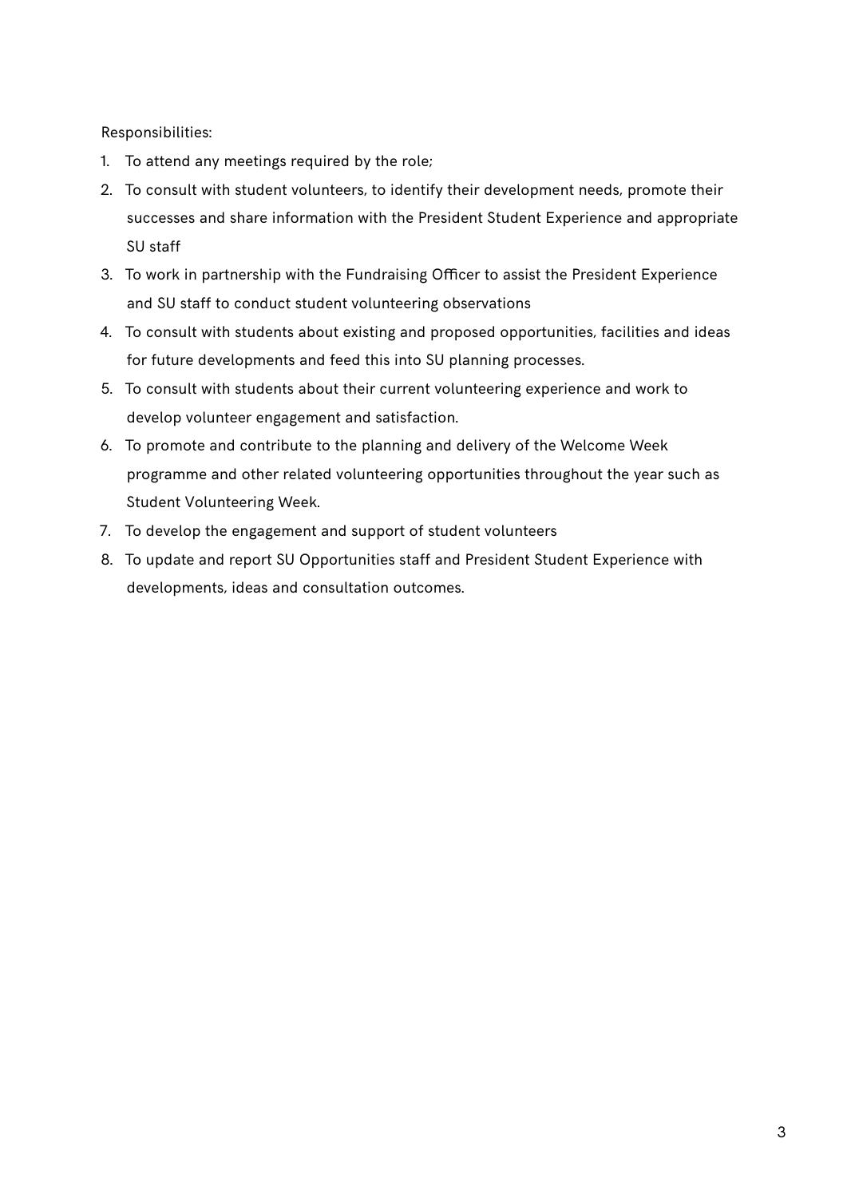Responsibilities:

1. To attend any meetings required by the role;
2. To consult with student volunteers, to identify their development needs, promote their successes and share information with the President Student Experience and appropriate SU staff
3. To work in partnership with the Fundraising Officer to assist the President Experience and SU staff to conduct student volunteering observations
4. To consult with students about existing and proposed opportunities, facilities and ideas for future developments and feed this into SU planning processes.
5. To consult with students about their current volunteering experience and work to develop volunteer engagement and satisfaction.
6. To promote and contribute to the planning and delivery of the Welcome Week programme and other related volunteering opportunities throughout the year such as Student Volunteering Week.
7. To develop the engagement and support of student volunteers
8. To update and report SU Opportunities staff and President Student Experience with developments, ideas and consultation outcomes.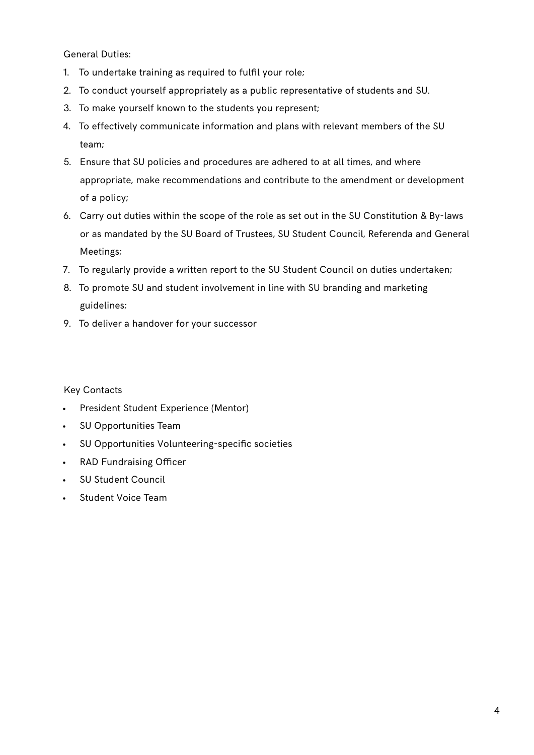General Duties:

1. To undertake training as required to fulfil your role;
2. To conduct yourself appropriately as a public representative of students and SU.
3. To make yourself known to the students you represent;
4. To effectively communicate information and plans with relevant members of the SU team;
5. Ensure that SU policies and procedures are adhered to at all times, and where appropriate, make recommendations and contribute to the amendment or development of a policy;
6. Carry out duties within the scope of the role as set out in the SU Constitution & By-laws or as mandated by the SU Board of Trustees, SU Student Council, Referenda and General Meetings;
7. To regularly provide a written report to the SU Student Council on duties undertaken;
8. To promote SU and student involvement in line with SU branding and marketing guidelines;
9. To deliver a handover for your successor

Key Contacts

- President Student Experience (Mentor)
- SU Opportunities Team
- SU Opportunities Volunteering-specific societies
- RAD Fundraising Officer
- SU Student Council
- Student Voice Team